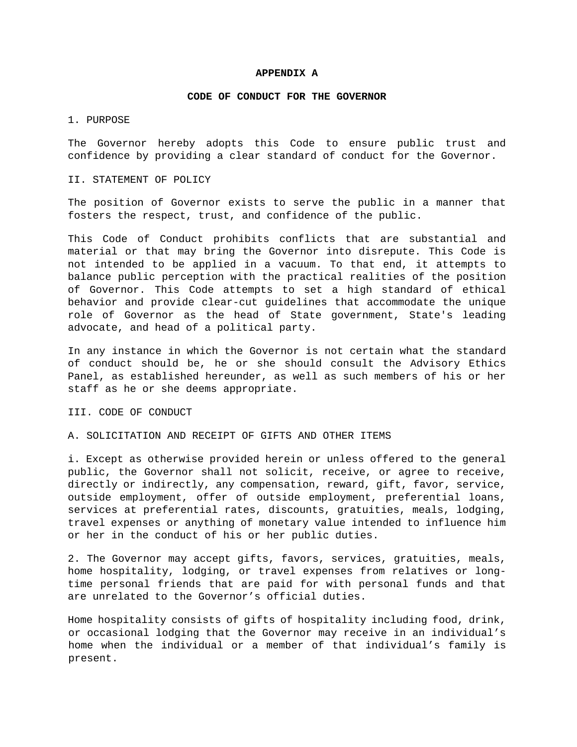**APPENDIX A**

**CODE OF CONDUCT FOR THE GOVERNOR**

1. PURPOSE

The Governor hereby adopts this Code to ensure public trust and confidence by providing a clear standard of conduct for the Governor.

II. STATEMENT OF POLICY

The position of Governor exists to serve the public in a manner that fosters the respect, trust, and confidence of the public.

This Code of Conduct prohibits conflicts that are substantial and material or that may bring the Governor into disrepute. This Code is not intended to be applied in a vacuum. To that end, it attempts to balance public perception with the practical realities of the position of Governor. This Code attempts to set a high standard of ethical behavior and provide clear-cut guidelines that accommodate the unique role of Governor as the head of State government, State's leading advocate, and head of a political party.

In any instance in which the Governor is not certain what the standard of conduct should be, he or she should consult the Advisory Ethics Panel, as established hereunder, as well as such members of his or her staff as he or she deems appropriate.

III. CODE OF CONDUCT

A. SOLICITATION AND RECEIPT OF GIFTS AND OTHER ITEMS

i. Except as otherwise provided herein or unless offered to the general public, the Governor shall not solicit, receive, or agree to receive, directly or indirectly, any compensation, reward, gift, favor, service, outside employment, offer of outside employment, preferential loans, services at preferential rates, discounts, gratuities, meals, lodging, travel expenses or anything of monetary value intended to influence him or her in the conduct of his or her public duties.

2. The Governor may accept gifts, favors, services, gratuities, meals, home hospitality, lodging, or travel expenses from relatives or long-time personal friends that are paid for with personal funds and that are unrelated to the Governor's official duties.

Home hospitality consists of gifts of hospitality including food, drink, or occasional lodging that the Governor may receive in an individual's home when the individual or a member of that individual's family is present.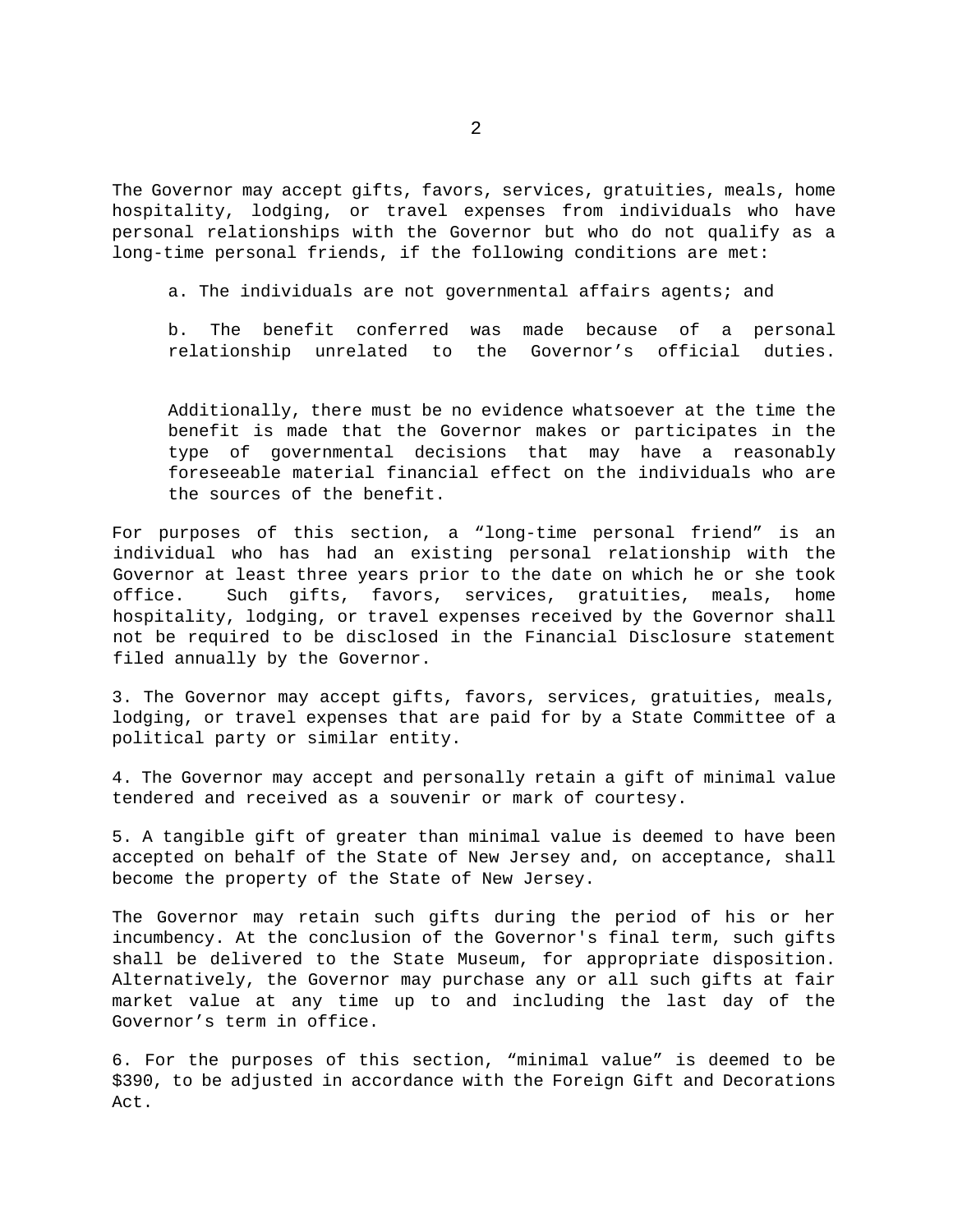The Governor may accept gifts, favors, services, gratuities, meals, home hospitality, lodging, or travel expenses from individuals who have personal relationships with the Governor but who do not qualify as a long-time personal friends, if the following conditions are met:

a. The individuals are not governmental affairs agents; and

b. The benefit conferred was made because of a personal relationship unrelated to the Governor's official duties.

Additionally, there must be no evidence whatsoever at the time the benefit is made that the Governor makes or participates in the type of governmental decisions that may have a reasonably foreseeable material financial effect on the individuals who are the sources of the benefit.

For purposes of this section, a "long-time personal friend" is an individual who has had an existing personal relationship with the Governor at least three years prior to the date on which he or she took office. Such gifts, favors, services, gratuities, meals, home hospitality, lodging, or travel expenses received by the Governor shall not be required to be disclosed in the Financial Disclosure statement filed annually by the Governor.

3. The Governor may accept gifts, favors, services, gratuities, meals, lodging, or travel expenses that are paid for by a State Committee of a political party or similar entity.

4. The Governor may accept and personally retain a gift of minimal value tendered and received as a souvenir or mark of courtesy.

5. A tangible gift of greater than minimal value is deemed to have been accepted on behalf of the State of New Jersey and, on acceptance, shall become the property of the State of New Jersey.

The Governor may retain such gifts during the period of his or her incumbency. At the conclusion of the Governor's final term, such gifts shall be delivered to the State Museum, for appropriate disposition. Alternatively, the Governor may purchase any or all such gifts at fair market value at any time up to and including the last day of the Governor's term in office.

6. For the purposes of this section, "minimal value" is deemed to be $390, to be adjusted in accordance with the Foreign Gift and Decorations Act.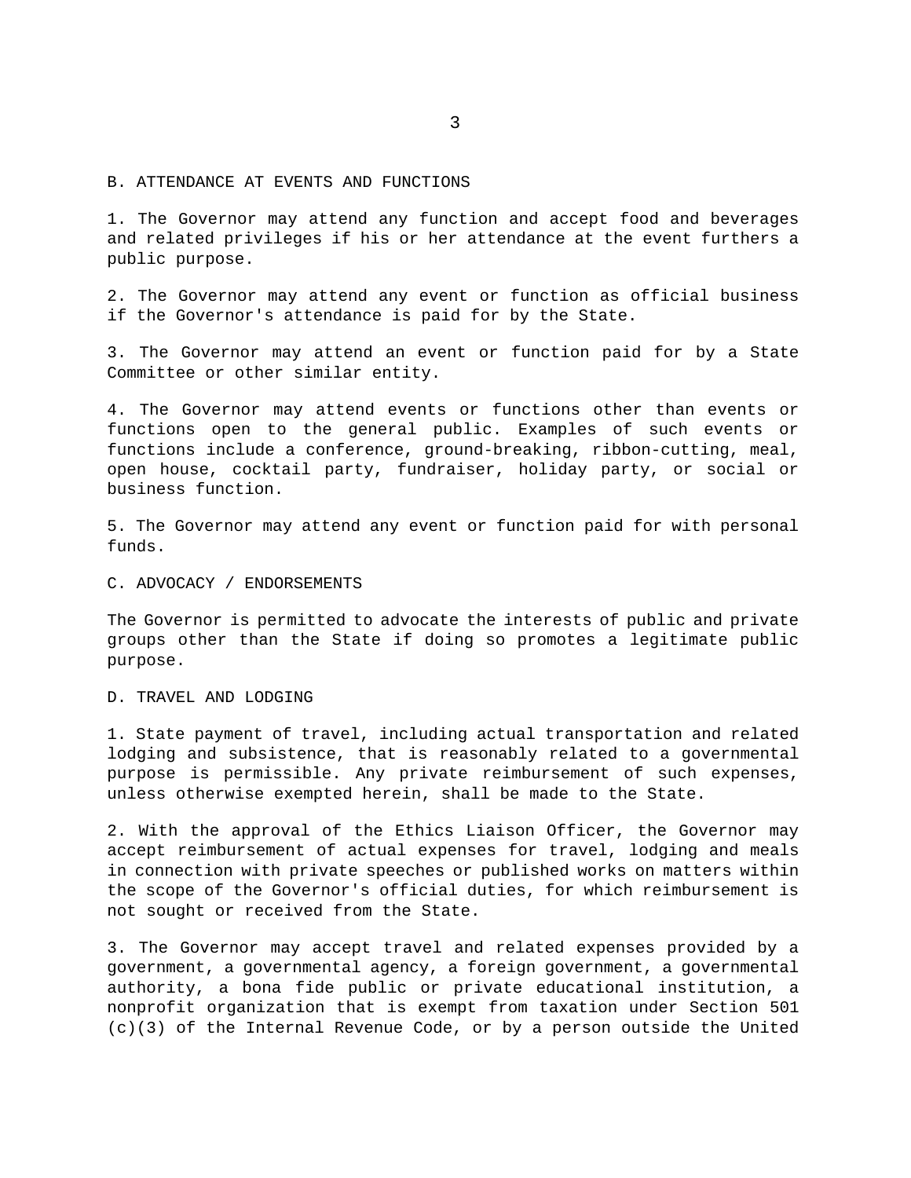## B. ATTENDANCE AT EVENTS AND FUNCTIONS

1. The Governor may attend any function and accept food and beverages and related privileges if his or her attendance at the event furthers a public purpose.

2. The Governor may attend any event or function as official business if the Governor's attendance is paid for by the State.

3. The Governor may attend an event or function paid for by a State Committee or other similar entity.

4. The Governor may attend events or functions other than events or functions open to the general public. Examples of such events or functions include a conference, ground-breaking, ribbon-cutting, meal, open house, cocktail party, fundraiser, holiday party, or social or business function.

5. The Governor may attend any event or function paid for with personal funds.

## C. ADVOCACY / ENDORSEMENTS

The Governor is permitted to advocate the interests of public and private groups other than the State if doing so promotes a legitimate public purpose.

## D. TRAVEL AND LODGING

1. State payment of travel, including actual transportation and related lodging and subsistence, that is reasonably related to a governmental purpose is permissible. Any private reimbursement of such expenses, unless otherwise exempted herein, shall be made to the State.

2. With the approval of the Ethics Liaison Officer, the Governor may accept reimbursement of actual expenses for travel, lodging and meals in connection with private speeches or published works on matters within the scope of the Governor's official duties, for which reimbursement is not sought or received from the State.

3. The Governor may accept travel and related expenses provided by a government, a governmental agency, a foreign government, a governmental authority, a bona fide public or private educational institution, a nonprofit organization that is exempt from taxation under Section 501 (c)(3) of the Internal Revenue Code, or by a person outside the United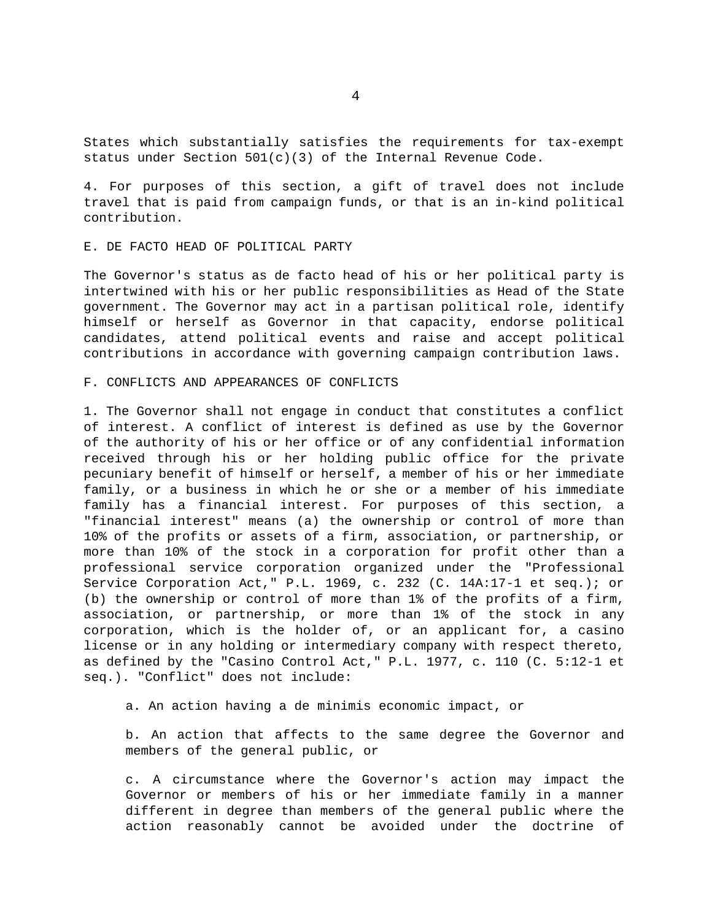States which substantially satisfies the requirements for tax-exempt status under Section 501(c)(3) of the Internal Revenue Code.

4. For purposes of this section, a gift of travel does not include travel that is paid from campaign funds, or that is an in-kind political contribution.

## E. DE FACTO HEAD OF POLITICAL PARTY

The Governor's status as de facto head of his or her political party is intertwined with his or her public responsibilities as Head of the State government. The Governor may act in a partisan political role, identify himself or herself as Governor in that capacity, endorse political candidates, attend political events and raise and accept political contributions in accordance with governing campaign contribution laws.

## F. CONFLICTS AND APPEARANCES OF CONFLICTS

1. The Governor shall not engage in conduct that constitutes a conflict of interest. A conflict of interest is defined as use by the Governor of the authority of his or her office or of any confidential information received through his or her holding public office for the private pecuniary benefit of himself or herself, a member of his or her immediate family, or a business in which he or she or a member of his immediate family has a financial interest. For purposes of this section, a "financial interest" means (a) the ownership or control of more than 10% of the profits or assets of a firm, association, or partnership, or more than 10% of the stock in a corporation for profit other than a professional service corporation organized under the "Professional Service Corporation Act," P.L. 1969, c. 232 (C. 14A:17-1 et seq.); or (b) the ownership or control of more than 1% of the profits of a firm, association, or partnership, or more than 1% of the stock in any corporation, which is the holder of, or an applicant for, a casino license or in any holding or intermediary company with respect thereto, as defined by the "Casino Control Act," P.L. 1977, c. 110 (C. 5:12-1 et seq.). "Conflict" does not include:

a. An action having a de minimis economic impact, or

b. An action that affects to the same degree the Governor and members of the general public, or

c. A circumstance where the Governor's action may impact the Governor or members of his or her immediate family in a manner different in degree than members of the general public where the action reasonably cannot be avoided under the doctrine of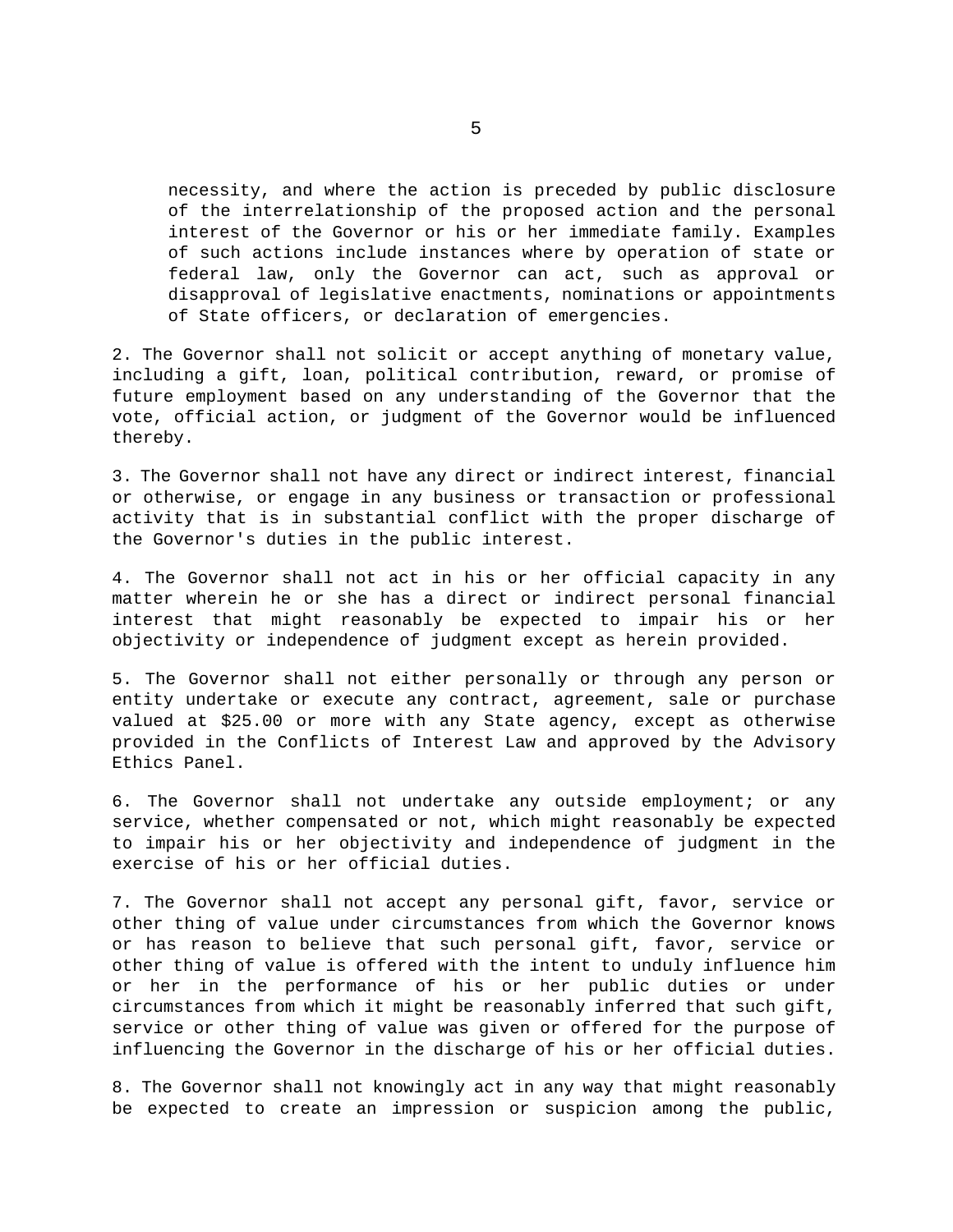necessity, and where the action is preceded by public disclosure of the interrelationship of the proposed action and the personal interest of the Governor or his or her immediate family. Examples of such actions include instances where by operation of state or federal law, only the Governor can act, such as approval or disapproval of legislative enactments, nominations or appointments of State officers, or declaration of emergencies.

2. The Governor shall not solicit or accept anything of monetary value, including a gift, loan, political contribution, reward, or promise of future employment based on any understanding of the Governor that the vote, official action, or judgment of the Governor would be influenced thereby.

3. The Governor shall not have any direct or indirect interest, financial or otherwise, or engage in any business or transaction or professional activity that is in substantial conflict with the proper discharge of the Governor's duties in the public interest.

4. The Governor shall not act in his or her official capacity in any matter wherein he or she has a direct or indirect personal financial interest that might reasonably be expected to impair his or her objectivity or independence of judgment except as herein provided.

5. The Governor shall not either personally or through any person or entity undertake or execute any contract, agreement, sale or purchase valued at $25.00 or more with any State agency, except as otherwise provided in the Conflicts of Interest Law and approved by the Advisory Ethics Panel.

6. The Governor shall not undertake any outside employment; or any service, whether compensated or not, which might reasonably be expected to impair his or her objectivity and independence of judgment in the exercise of his or her official duties.

7. The Governor shall not accept any personal gift, favor, service or other thing of value under circumstances from which the Governor knows or has reason to believe that such personal gift, favor, service or other thing of value is offered with the intent to unduly influence him or her in the performance of his or her public duties or under circumstances from which it might be reasonably inferred that such gift, service or other thing of value was given or offered for the purpose of influencing the Governor in the discharge of his or her official duties.

8. The Governor shall not knowingly act in any way that might reasonably be expected to create an impression or suspicion among the public,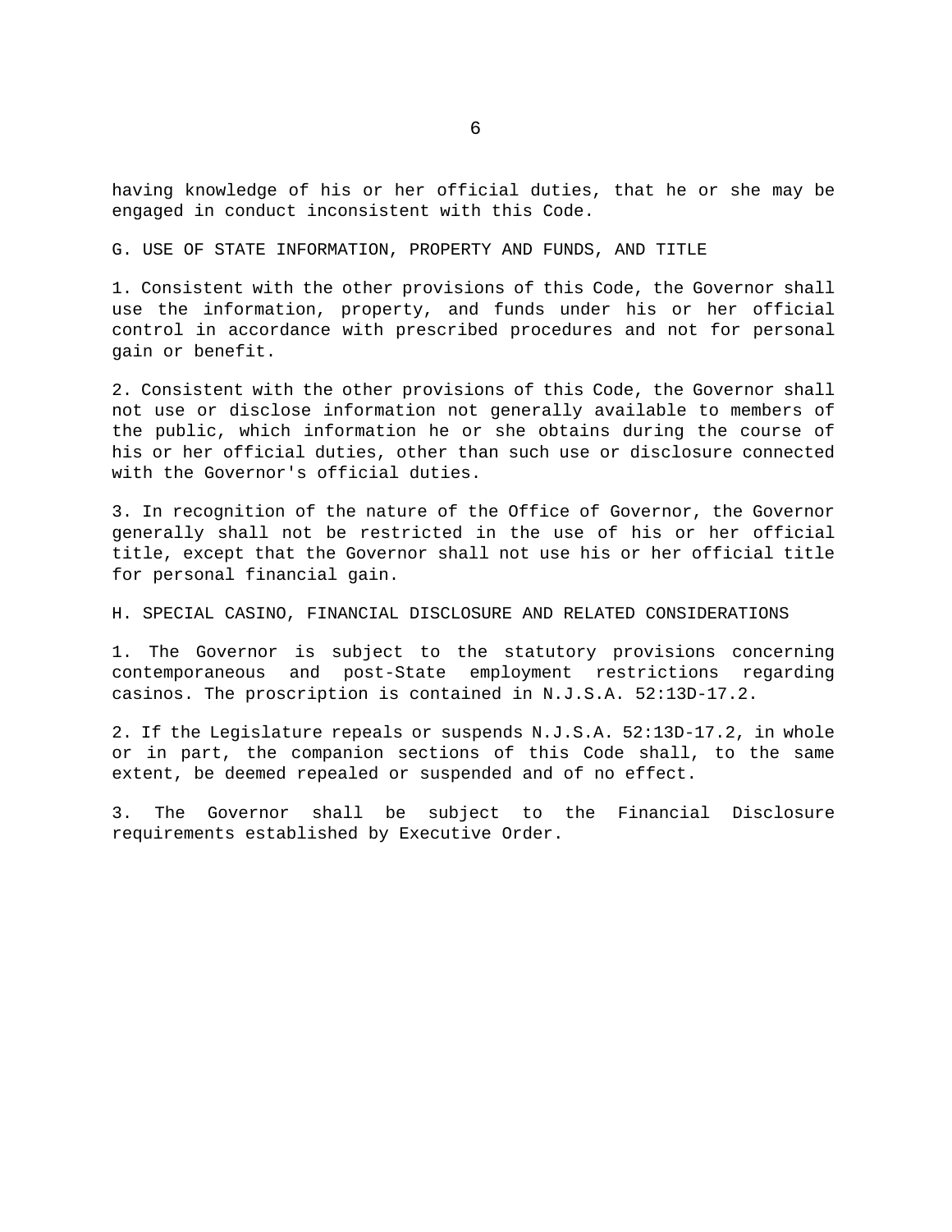having knowledge of his or her official duties, that he or she may be engaged in conduct inconsistent with this Code.

## G. USE OF STATE INFORMATION, PROPERTY AND FUNDS, AND TITLE

1. Consistent with the other provisions of this Code, the Governor shall use the information, property, and funds under his or her official control in accordance with prescribed procedures and not for personal gain or benefit.

2. Consistent with the other provisions of this Code, the Governor shall not use or disclose information not generally available to members of the public, which information he or she obtains during the course of his or her official duties, other than such use or disclosure connected with the Governor's official duties.

3. In recognition of the nature of the Office of Governor, the Governor generally shall not be restricted in the use of his or her official title, except that the Governor shall not use his or her official title for personal financial gain.

## H. SPECIAL CASINO, FINANCIAL DISCLOSURE AND RELATED CONSIDERATIONS

1. The Governor is subject to the statutory provisions concerning contemporaneous and post-State employment restrictions regarding casinos. The proscription is contained in N.J.S.A. 52:13D-17.2.

2. If the Legislature repeals or suspends N.J.S.A. 52:13D-17.2, in whole or in part, the companion sections of this Code shall, to the same extent, be deemed repealed or suspended and of no effect.

3. The Governor shall be subject to the Financial Disclosure requirements established by Executive Order.